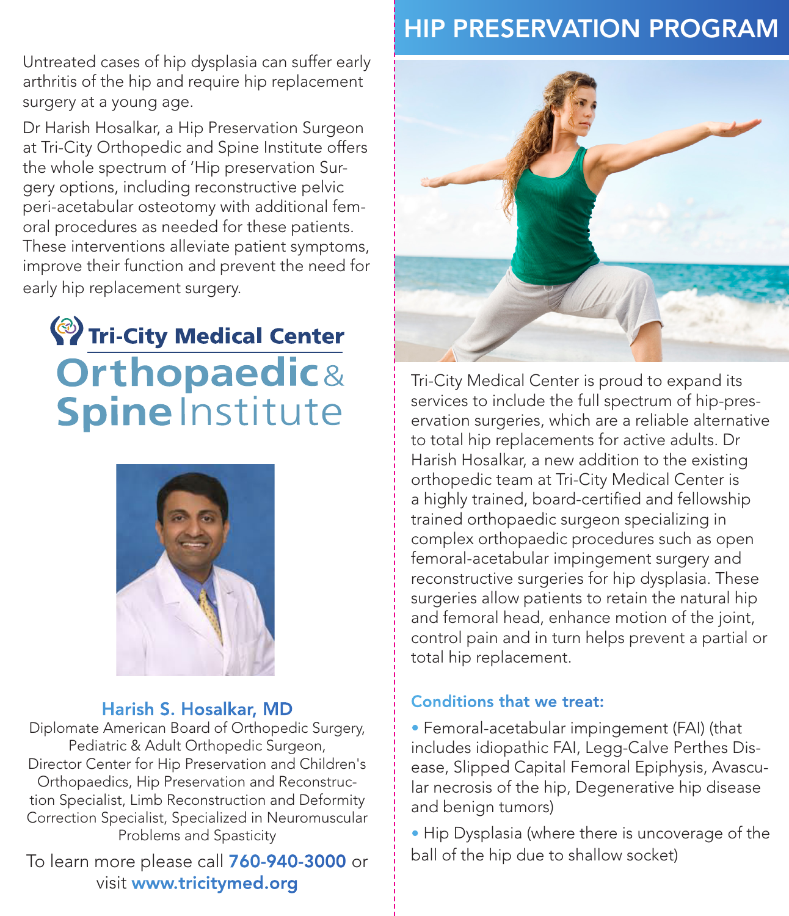Untreated cases of hip dysplasia can suffer early arthritis of the hip and require hip replacement surgery at a young age.

Dr Harish Hosalkar, a Hip Preservation Surgeon at Tri-City Orthopedic and Spine Institute offers the whole spectrum of 'Hip preservation Surgery options, including reconstructive pelvic peri-acetabular osteotomy with additional femoral procedures as needed for these patients. These interventions alleviate patient symptoms, improve their function and prevent the need for early hip replacement surgery.

**Tri-City Medical Center**
**Orthopaedic & Spine Institute**

**Harish S. Hosalkar, MD**

Diplomate American Board of Orthopedic Surgery, Pediatric & Adult Orthopedic Surgeon, Director Center for Hip Preservation and Children's Orthopaedics, Hip Preservation and Reconstruction Specialist, Limb Reconstruction and Deformity Correction Specialist, Specialized in Neuromuscular Problems and Spasticity

To learn more please call **760-940-3000** or visit **www.tricitymed.org**

# HIP PRESERVATION PROGRAM

Tri-City Medical Center is proud to expand its services to include the full spectrum of hip-preservation surgeries, which are a reliable alternative to total hip replacements for active adults. Dr Harish Hosalkar, a new addition to the existing orthopedic team at Tri-City Medical Center is a highly trained, board-certified and fellowship trained orthopaedic surgeon specializing in complex orthopaedic procedures such as open femoral-acetabular impingement surgery and reconstructive surgeries for hip dysplasia. These surgeries allow patients to retain the natural hip and femoral head, enhance motion of the joint, control pain and in turn helps prevent a partial or total hip replacement.

### Conditions that we treat:

- Femoral-acetabular impingement (FAI) (that includes idiopathic FAI, Legg-Calve Perthes Disease, Slipped Capital Femoral Epiphysis, Avascular necrosis of the hip, Degenerative hip disease and benign tumors)
- Hip Dysplasia (where there is uncoverage of the ball of the hip due to shallow socket)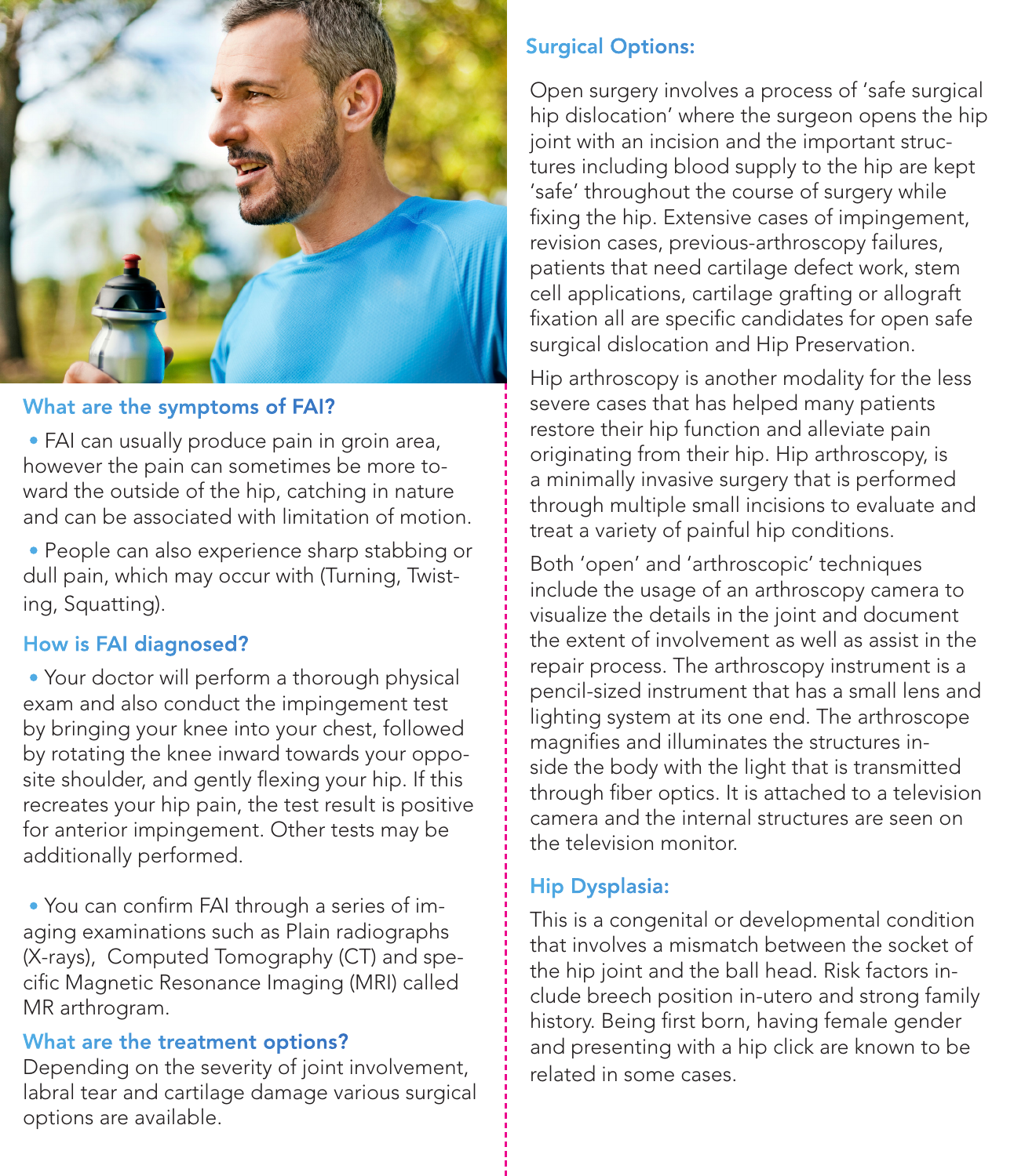## What are the symptoms of FAI?

- FAI can usually produce pain in groin area, however the pain can sometimes be more toward the outside of the hip, catching in nature and can be associated with limitation of motion.
- People can also experience sharp stabbing or dull pain, which may occur with (Turning, Twisting, Squatting).

## How is FAI diagnosed?

- Your doctor will perform a thorough physical exam and also conduct the impingement test by bringing your knee into your chest, followed by rotating the knee inward towards your opposite shoulder, and gently flexing your hip. If this recreates your hip pain, the test result is positive for anterior impingement. Other tests may be additionally performed.

- You can confirm FAI through a series of imaging examinations such as Plain radiographs (X-rays), Computed Tomography (CT) and specific Magnetic Resonance Imaging (MRI) called MR arthrogram.

## What are the treatment options?

Depending on the severity of joint involvement, labral tear and cartilage damage various surgical options are available.

## Surgical Options:

Open surgery involves a process of 'safe surgical hip dislocation' where the surgeon opens the hip joint with an incision and the important structures including blood supply to the hip are kept 'safe' throughout the course of surgery while fixing the hip. Extensive cases of impingement, revision cases, previous-arthroscopy failures, patients that need cartilage defect work, stem cell applications, cartilage grafting or allograft fixation all are specific candidates for open safe surgical dislocation and Hip Preservation.

Hip arthroscopy is another modality for the less severe cases that has helped many patients restore their hip function and alleviate pain originating from their hip. Hip arthroscopy, is a minimally invasive surgery that is performed through multiple small incisions to evaluate and treat a variety of painful hip conditions.

Both 'open' and 'arthroscopic' techniques include the usage of an arthroscopy camera to visualize the details in the joint and document the extent of involvement as well as assist in the repair process. The arthroscopy instrument is a pencil-sized instrument that has a small lens and lighting system at its one end. The arthroscope magnifies and illuminates the structures inside the body with the light that is transmitted through fiber optics. It is attached to a television camera and the internal structures are seen on the television monitor.

## Hip Dysplasia:

This is a congenital or developmental condition that involves a mismatch between the socket of the hip joint and the ball head. Risk factors include breech position in-utero and strong family history. Being first born, having female gender and presenting with a hip click are known to be related in some cases.